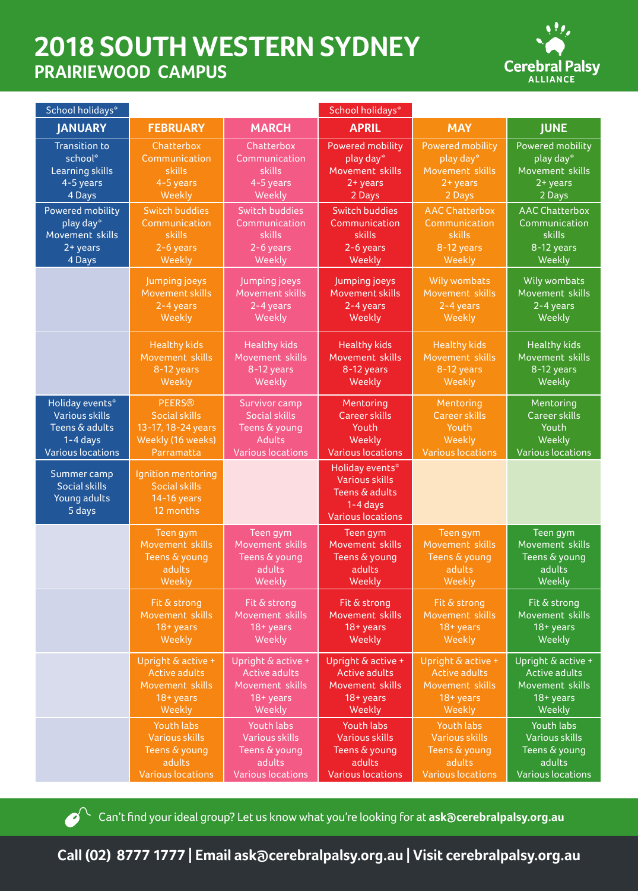# 2018 SOUTH WESTERN SYDNEY

## PRAIRIEWOOD CAMPUS

Cerebral Palsy ALLIANCE

| JANUARY (School holidays*) | FEBRUARY | MARCH | APRIL (School holidays*) | MAY | JUNE |
|---|---|---|---|---|---|
| Transition to school* Learning skills 4-5 years 4 Days | Chatterbox Communication skills 4-5 years Weekly | Chatterbox Communication skills 4-5 years Weekly | Powered mobility play day* Movement skills 2+ years 2 Days | Powered mobility play day* Movement skills 2+ years 2 Days | Powered mobility play day* Movement skills 2+ years 2 Days |
| Powered mobility play day* Movement skills 2+ years 4 Days | Switch buddies Communication skills 2-6 years Weekly | Switch buddies Communication skills 2-6 years Weekly | Switch buddies Communication skills 2-6 years Weekly | AAC Chatterbox Communication skills 8-12 years Weekly | AAC Chatterbox Communication skills 8-12 years Weekly |
| | Jumping joeys Movement skills 2-4 years Weekly | Jumping joeys Movement skills 2-4 years Weekly | Jumping joeys Movement skills 2-4 years Weekly | Wily wombats Movement skills 2-4 years Weekly | Wily wombats Movement skills 2-4 years Weekly |
| | Healthy kids Movement skills 8-12 years Weekly | Healthy kids Movement skills 8-12 years Weekly | Healthy kids Movement skills 8-12 years Weekly | Healthy kids Movement skills 8-12 years Weekly | Healthy kids Movement skills 8-12 years Weekly |
| Holiday events* Various skills Teens & adults 1-4 days Various locations | PEERS® Social skills 13-17, 18-24 years Weekly (16 weeks) Parramatta | Survivor camp Social skills Teens & young Adults Various locations | Mentoring Career skills Youth Weekly Various locations | Mentoring Career skills Youth Weekly Various locations | Mentoring Career skills Youth Weekly Various locations |
| Summer camp Social skills Young adults 5 days | Ignition mentoring Social skills 14-16 years 12 months | | Holiday events* Various skills Teens & adults 1-4 days Various locations | | |
| | Teen gym Movement skills Teens & young adults Weekly | Teen gym Movement skills Teens & young adults Weekly | Teen gym Movement skills Teens & young adults Weekly | Teen gym Movement skills Teens & young adults Weekly | Teen gym Movement skills Teens & young adults Weekly |
| | Fit & strong Movement skills 18+ years Weekly | Fit & strong Movement skills 18+ years Weekly | Fit & strong Movement skills 18+ years Weekly | Fit & strong Movement skills 18+ years Weekly | Fit & strong Movement skills 18+ years Weekly |
| | Upright & active + Active adults Movement skills 18+ years Weekly | Upright & active + Active adults Movement skills 18+ years Weekly | Upright & active + Active adults Movement skills 18+ years Weekly | Upright & active + Active adults Movement skills 18+ years Weekly | Upright & active + Active adults Movement skills 18+ years Weekly |
| | Youth labs Various skills Teens & young adults Various locations | Youth labs Various skills Teens & young adults Various locations | Youth labs Various skills Teens & young adults Various locations | Youth labs Various skills Teens & young adults Various locations | Youth labs Various skills Teens & young adults Various locations |

Can't find your ideal group? Let us know what you're looking for at **ask@cerebralpalsy.org.au**

**Call (02) 8777 1777 | Email ask@cerebralpalsy.org.au | Visit cerebralpalsy.org.au**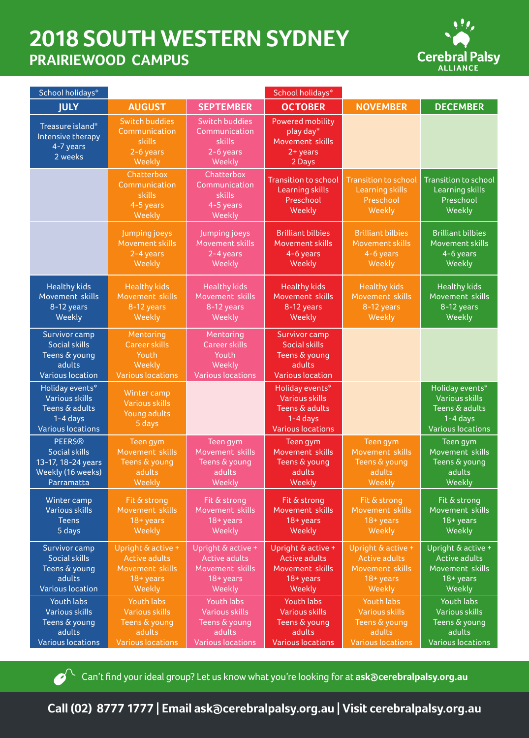# 2018 SOUTH WESTERN SYDNEY

## PRAIRIEWOOD CAMPUS

Cerebral Palsy ALLIANCE

| School holidays* | | | School holidays* | | |
|---|---|---|---|---|---|
| **JULY** | **AUGUST** | **SEPTEMBER** | **OCTOBER** | **NOVEMBER** | **DECEMBER** |
| Treasure island* Intensive therapy 4-7 years 2 weeks | Switch buddies Communication skills 2-6 years Weekly | Switch buddies Communication skills 2-6 years Weekly | Powered mobility play day* Movement skills 2+ years 2 Days | | |
| | Chatterbox Communication skills 4-5 years Weekly | Chatterbox Communication skills 4-5 years Weekly | Transition to school Learning skills Preschool Weekly | Transition to school Learning skills Preschool Weekly | Transition to school Learning skills Preschool Weekly |
| | Jumping joeys Movement skills 2-4 years Weekly | Jumping joeys Movement skills 2-4 years Weekly | Brilliant bilbies Movement skills 4-6 years Weekly | Brilliant bilbies Movement skills 4-6 years Weekly | Brilliant bilbies Movement skills 4-6 years Weekly |
| Healthy kids Movement skills 8-12 years Weekly | Healthy kids Movement skills 8-12 years Weekly | Healthy kids Movement skills 8-12 years Weekly | Healthy kids Movement skills 8-12 years Weekly | Healthy kids Movement skills 8-12 years Weekly | Healthy kids Movement skills 8-12 years Weekly |
| Survivor camp Social skills Teens & young adults Various location | Mentoring Career skills Youth Weekly Various locations | Mentoring Career skills Youth Weekly Various locations | Survivor camp Social skills Teens & young adults Various location | | |
| Holiday events* Various skills Teens & adults 1-4 days Various locations | Winter camp Various skills Young adults 5 days | | Holiday events* Various skills Teens & adults 1-4 days Various locations | | Holiday events* Various skills Teens & adults 1-4 days Various locations |
| PEERS® Social skills 13-17, 18-24 years Weekly (16 weeks) Parramatta | Teen gym Movement skills Teens & young adults Weekly | Teen gym Movement skills Teens & young adults Weekly | Teen gym Movement skills Teens & young adults Weekly | Teen gym Movement skills Teens & young adults Weekly | Teen gym Movement skills Teens & young adults Weekly |
| Winter camp Various skills Teens 5 days | Fit & strong Movement skills 18+ years Weekly | Fit & strong Movement skills 18+ years Weekly | Fit & strong Movement skills 18+ years Weekly | Fit & strong Movement skills 18+ years Weekly | Fit & strong Movement skills 18+ years Weekly |
| Survivor camp Social skills Teens & young adults Various location | Upright & active + Active adults Movement skills 18+ years Weekly | Upright & active + Active adults Movement skills 18+ years Weekly | Upright & active + Active adults Movement skills 18+ years Weekly | Upright & active + Active adults Movement skills 18+ years Weekly | Upright & active + Active adults Movement skills 18+ years Weekly |
| Youth labs Various skills Teens & young adults Various locations | Youth labs Various skills Teens & young adults Various locations | Youth labs Various skills Teens & young adults Various locations | Youth labs Various skills Teens & young adults Various locations | Youth labs Various skills Teens & young adults Various locations | Youth labs Various skills Teens & young adults Various locations |

Can't find your ideal group? Let us know what you're looking for at **ask@cerebralpalsy.org.au**

**Call (02) 8777 1777 | Email ask@cerebralpalsy.org.au | Visit cerebralpalsy.org.au**